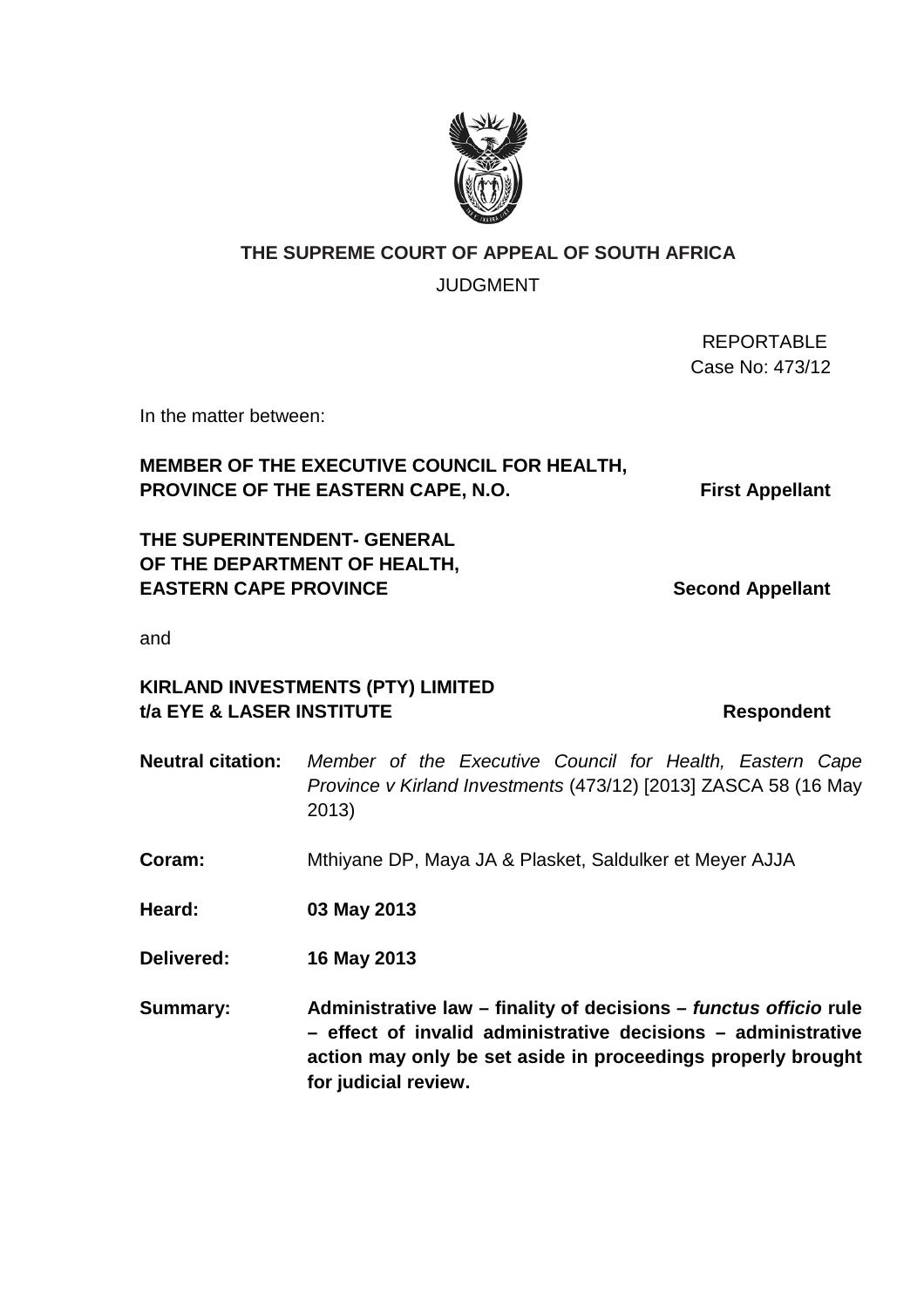**THE SUPREME COURT OF APPEAL OF SOUTH AFRICA**

JUDGMENT

REPORTABLE
Case No: 473/12

In the matter between:

**MEMBER OF THE EXECUTIVE COUNCIL FOR HEALTH, PROVINCE OF THE EASTERN CAPE, N.O.** — **First Appellant**

**THE SUPERINTENDENT- GENERAL OF THE DEPARTMENT OF HEALTH, EASTERN CAPE PROVINCE** — **Second Appellant**

and

**KIRLAND INVESTMENTS (PTY) LIMITED t/a EYE & LASER INSTITUTE** — **Respondent**

**Neutral citation:** *Member of the Executive Council for Health, Eastern Cape Province v Kirland Investments* (473/12) [2013] ZASCA 58 (16 May 2013)

**Coram:** Mthiyane DP, Maya JA & Plasket, Saldulker et Meyer AJJA

**Heard:** **03 May 2013**

**Delivered:** **16 May 2013**

**Summary:** **Administrative law – finality of decisions – *functus officio* rule – effect of invalid administrative decisions – administrative action may only be set aside in proceedings properly brought for judicial review.**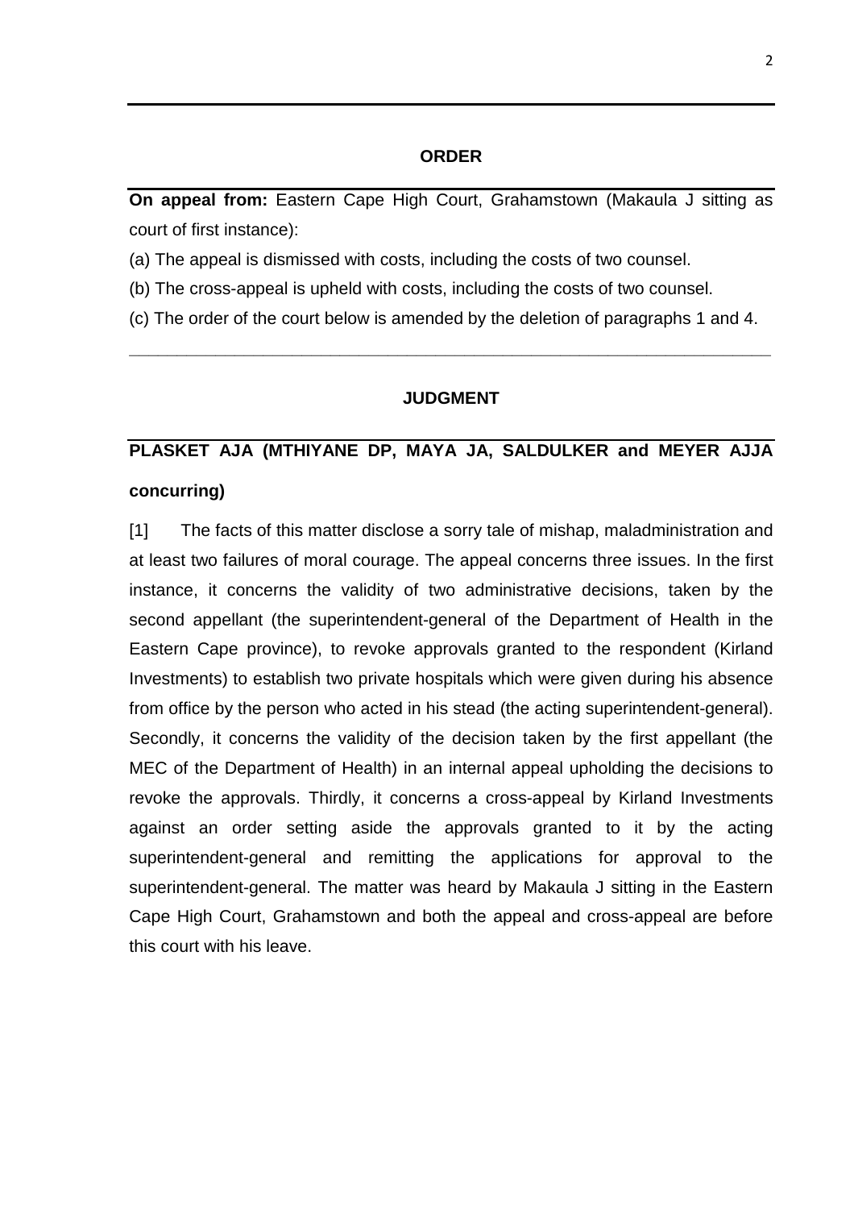## ORDER

**On appeal from:** Eastern Cape High Court, Grahamstown (Makaula J sitting as court of first instance):

(a) The appeal is dismissed with costs, including the costs of two counsel.

(b) The cross-appeal is upheld with costs, including the costs of two counsel.

(c) The order of the court below is amended by the deletion of paragraphs 1 and 4.

---

## JUDGMENT

**PLASKET AJA (MTHIYANE DP, MAYA JA, SALDULKER and MEYER AJJA concurring)**

[1] The facts of this matter disclose a sorry tale of mishap, maladministration and at least two failures of moral courage. The appeal concerns three issues. In the first instance, it concerns the validity of two administrative decisions, taken by the second appellant (the superintendent-general of the Department of Health in the Eastern Cape province), to revoke approvals granted to the respondent (Kirland Investments) to establish two private hospitals which were given during his absence from office by the person who acted in his stead (the acting superintendent-general). Secondly, it concerns the validity of the decision taken by the first appellant (the MEC of the Department of Health) in an internal appeal upholding the decisions to revoke the approvals. Thirdly, it concerns a cross-appeal by Kirland Investments against an order setting aside the approvals granted to it by the acting superintendent-general and remitting the applications for approval to the superintendent-general. The matter was heard by Makaula J sitting in the Eastern Cape High Court, Grahamstown and both the appeal and cross-appeal are before this court with his leave.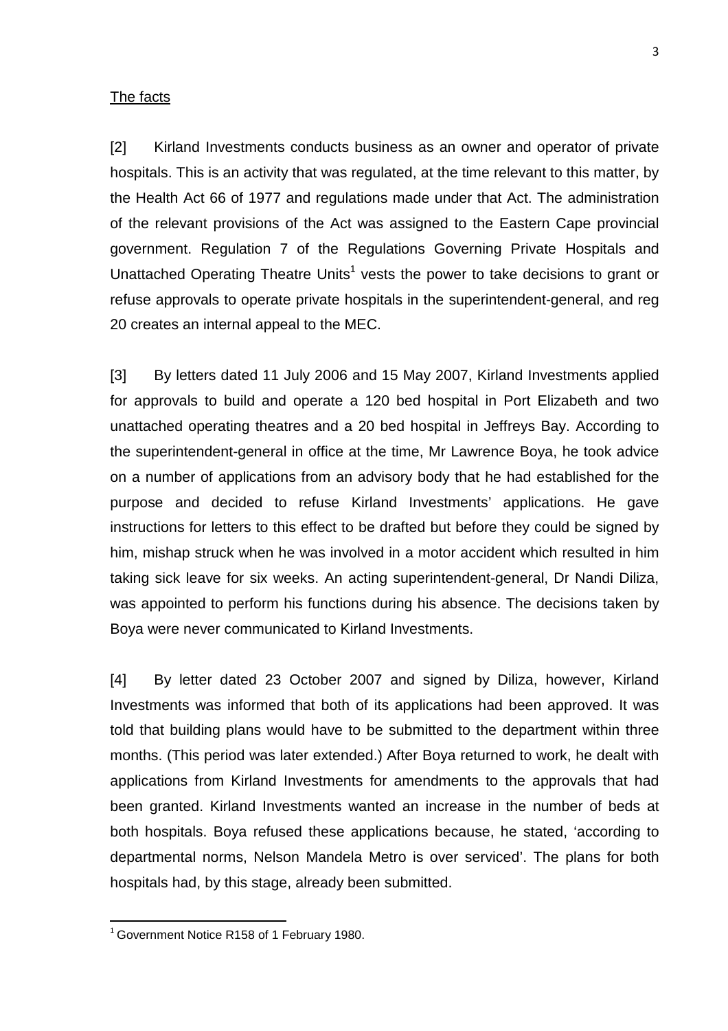The facts

[2] Kirland Investments conducts business as an owner and operator of private hospitals. This is an activity that was regulated, at the time relevant to this matter, by the Health Act 66 of 1977 and regulations made under that Act. The administration of the relevant provisions of the Act was assigned to the Eastern Cape provincial government. Regulation 7 of the Regulations Governing Private Hospitals and Unattached Operating Theatre Units[1] vests the power to take decisions to grant or refuse approvals to operate private hospitals in the superintendent-general, and reg 20 creates an internal appeal to the MEC.

[3] By letters dated 11 July 2006 and 15 May 2007, Kirland Investments applied for approvals to build and operate a 120 bed hospital in Port Elizabeth and two unattached operating theatres and a 20 bed hospital in Jeffreys Bay. According to the superintendent-general in office at the time, Mr Lawrence Boya, he took advice on a number of applications from an advisory body that he had established for the purpose and decided to refuse Kirland Investments' applications. He gave instructions for letters to this effect to be drafted but before they could be signed by him, mishap struck when he was involved in a motor accident which resulted in him taking sick leave for six weeks. An acting superintendent-general, Dr Nandi Diliza, was appointed to perform his functions during his absence. The decisions taken by Boya were never communicated to Kirland Investments.

[4] By letter dated 23 October 2007 and signed by Diliza, however, Kirland Investments was informed that both of its applications had been approved. It was told that building plans would have to be submitted to the department within three months. (This period was later extended.) After Boya returned to work, he dealt with applications from Kirland Investments for amendments to the approvals that had been granted. Kirland Investments wanted an increase in the number of beds at both hospitals. Boya refused these applications because, he stated, 'according to departmental norms, Nelson Mandela Metro is over serviced'. The plans for both hospitals had, by this stage, already been submitted.

[1] Government Notice R158 of 1 February 1980.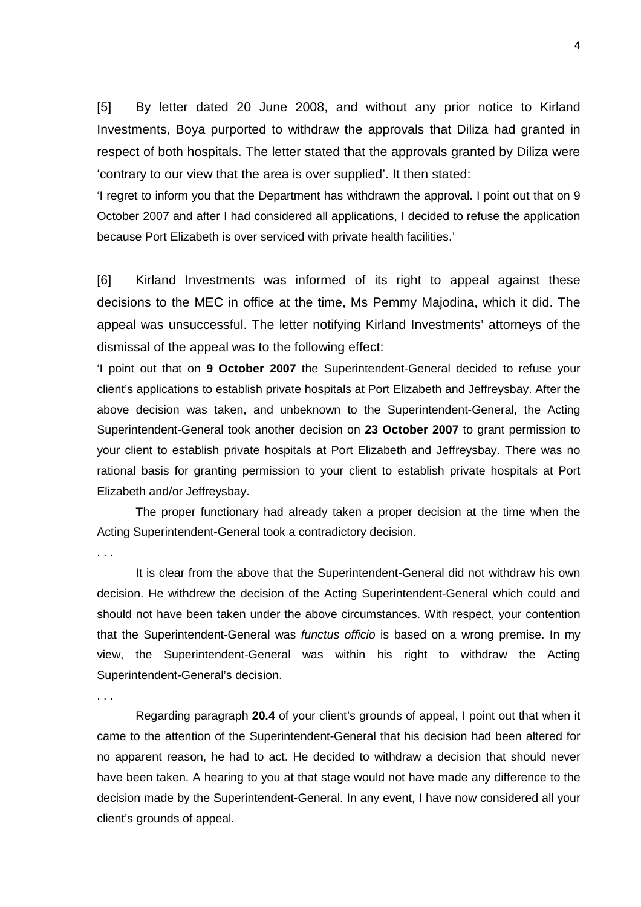[5] By letter dated 20 June 2008, and without any prior notice to Kirland Investments, Boya purported to withdraw the approvals that Diliza had granted in respect of both hospitals. The letter stated that the approvals granted by Diliza were 'contrary to our view that the area is over supplied'. It then stated:

'I regret to inform you that the Department has withdrawn the approval. I point out that on 9 October 2007 and after I had considered all applications, I decided to refuse the application because Port Elizabeth is over serviced with private health facilities.'

[6] Kirland Investments was informed of its right to appeal against these decisions to the MEC in office at the time, Ms Pemmy Majodina, which it did. The appeal was unsuccessful. The letter notifying Kirland Investments' attorneys of the dismissal of the appeal was to the following effect:

'I point out that on **9 October 2007** the Superintendent-General decided to refuse your client's applications to establish private hospitals at Port Elizabeth and Jeffreysbay. After the above decision was taken, and unbeknown to the Superintendent-General, the Acting Superintendent-General took another decision on **23 October 2007** to grant permission to your client to establish private hospitals at Port Elizabeth and Jeffreysbay. There was no rational basis for granting permission to your client to establish private hospitals at Port Elizabeth and/or Jeffreysbay.

The proper functionary had already taken a proper decision at the time when the Acting Superintendent-General took a contradictory decision.

. . .

It is clear from the above that the Superintendent-General did not withdraw his own decision. He withdrew the decision of the Acting Superintendent-General which could and should not have been taken under the above circumstances. With respect, your contention that the Superintendent-General was *functus officio* is based on a wrong premise. In my view, the Superintendent-General was within his right to withdraw the Acting Superintendent-General's decision.

. . .

Regarding paragraph **20.4** of your client's grounds of appeal, I point out that when it came to the attention of the Superintendent-General that his decision had been altered for no apparent reason, he had to act. He decided to withdraw a decision that should never have been taken. A hearing to you at that stage would not have made any difference to the decision made by the Superintendent-General. In any event, I have now considered all your client's grounds of appeal.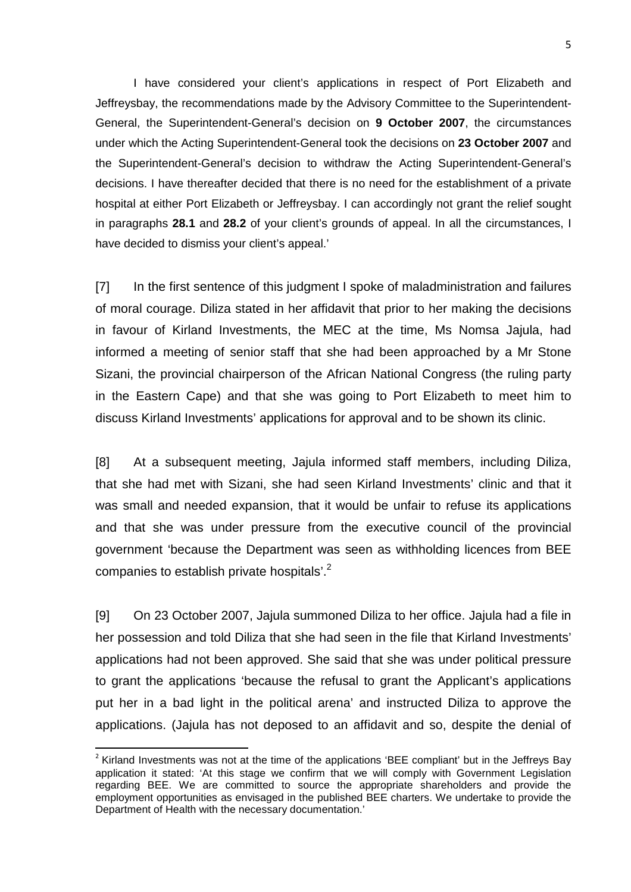I have considered your client's applications in respect of Port Elizabeth and Jeffreysbay, the recommendations made by the Advisory Committee to the Superintendent-General, the Superintendent-General's decision on **9 October 2007**, the circumstances under which the Acting Superintendent-General took the decisions on **23 October 2007** and the Superintendent-General's decision to withdraw the Acting Superintendent-General's decisions. I have thereafter decided that there is no need for the establishment of a private hospital at either Port Elizabeth or Jeffreysbay. I can accordingly not grant the relief sought in paragraphs **28.1** and **28.2** of your client's grounds of appeal. In all the circumstances, I have decided to dismiss your client's appeal.'

[7] In the first sentence of this judgment I spoke of maladministration and failures of moral courage. Diliza stated in her affidavit that prior to her making the decisions in favour of Kirland Investments, the MEC at the time, Ms Nomsa Jajula, had informed a meeting of senior staff that she had been approached by a Mr Stone Sizani, the provincial chairperson of the African National Congress (the ruling party in the Eastern Cape) and that she was going to Port Elizabeth to meet him to discuss Kirland Investments' applications for approval and to be shown its clinic.

[8] At a subsequent meeting, Jajula informed staff members, including Diliza, that she had met with Sizani, she had seen Kirland Investments' clinic and that it was small and needed expansion, that it would be unfair to refuse its applications and that she was under pressure from the executive council of the provincial government 'because the Department was seen as withholding licences from BEE companies to establish private hospitals'.[2]

[9] On 23 October 2007, Jajula summoned Diliza to her office. Jajula had a file in her possession and told Diliza that she had seen in the file that Kirland Investments' applications had not been approved. She said that she was under political pressure to grant the applications 'because the refusal to grant the Applicant's applications put her in a bad light in the political arena' and instructed Diliza to approve the applications. (Jajula has not deposed to an affidavit and so, despite the denial of

[2] Kirland Investments was not at the time of the applications 'BEE compliant' but in the Jeffreys Bay application it stated: 'At this stage we confirm that we will comply with Government Legislation regarding BEE. We are committed to source the appropriate shareholders and provide the employment opportunities as envisaged in the published BEE charters. We undertake to provide the Department of Health with the necessary documentation.'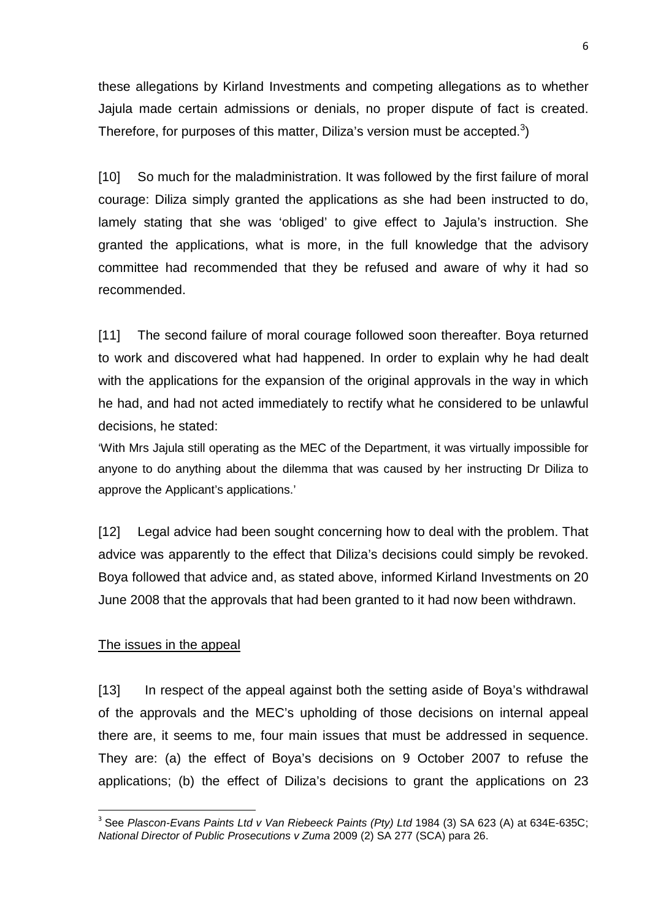these allegations by Kirland Investments and competing allegations as to whether Jajula made certain admissions or denials, no proper dispute of fact is created. Therefore, for purposes of this matter, Diliza's version must be accepted.[3])

[10] So much for the maladministration. It was followed by the first failure of moral courage: Diliza simply granted the applications as she had been instructed to do, lamely stating that she was 'obliged' to give effect to Jajula's instruction. She granted the applications, what is more, in the full knowledge that the advisory committee had recommended that they be refused and aware of why it had so recommended.

[11] The second failure of moral courage followed soon thereafter. Boya returned to work and discovered what had happened. In order to explain why he had dealt with the applications for the expansion of the original approvals in the way in which he had, and had not acted immediately to rectify what he considered to be unlawful decisions, he stated:

'With Mrs Jajula still operating as the MEC of the Department, it was virtually impossible for anyone to do anything about the dilemma that was caused by her instructing Dr Diliza to approve the Applicant's applications.'

[12] Legal advice had been sought concerning how to deal with the problem. That advice was apparently to the effect that Diliza's decisions could simply be revoked. Boya followed that advice and, as stated above, informed Kirland Investments on 20 June 2008 that the approvals that had been granted to it had now been withdrawn.

## The issues in the appeal

[13] In respect of the appeal against both the setting aside of Boya's withdrawal of the approvals and the MEC's upholding of those decisions on internal appeal there are, it seems to me, four main issues that must be addressed in sequence. They are: (a) the effect of Boya's decisions on 9 October 2007 to refuse the applications; (b) the effect of Diliza's decisions to grant the applications on 23

---

[3] See *Plascon-Evans Paints Ltd v Van Riebeeck Paints (Pty) Ltd* 1984 (3) SA 623 (A) at 634E-635C; *National Director of Public Prosecutions v Zuma* 2009 (2) SA 277 (SCA) para 26.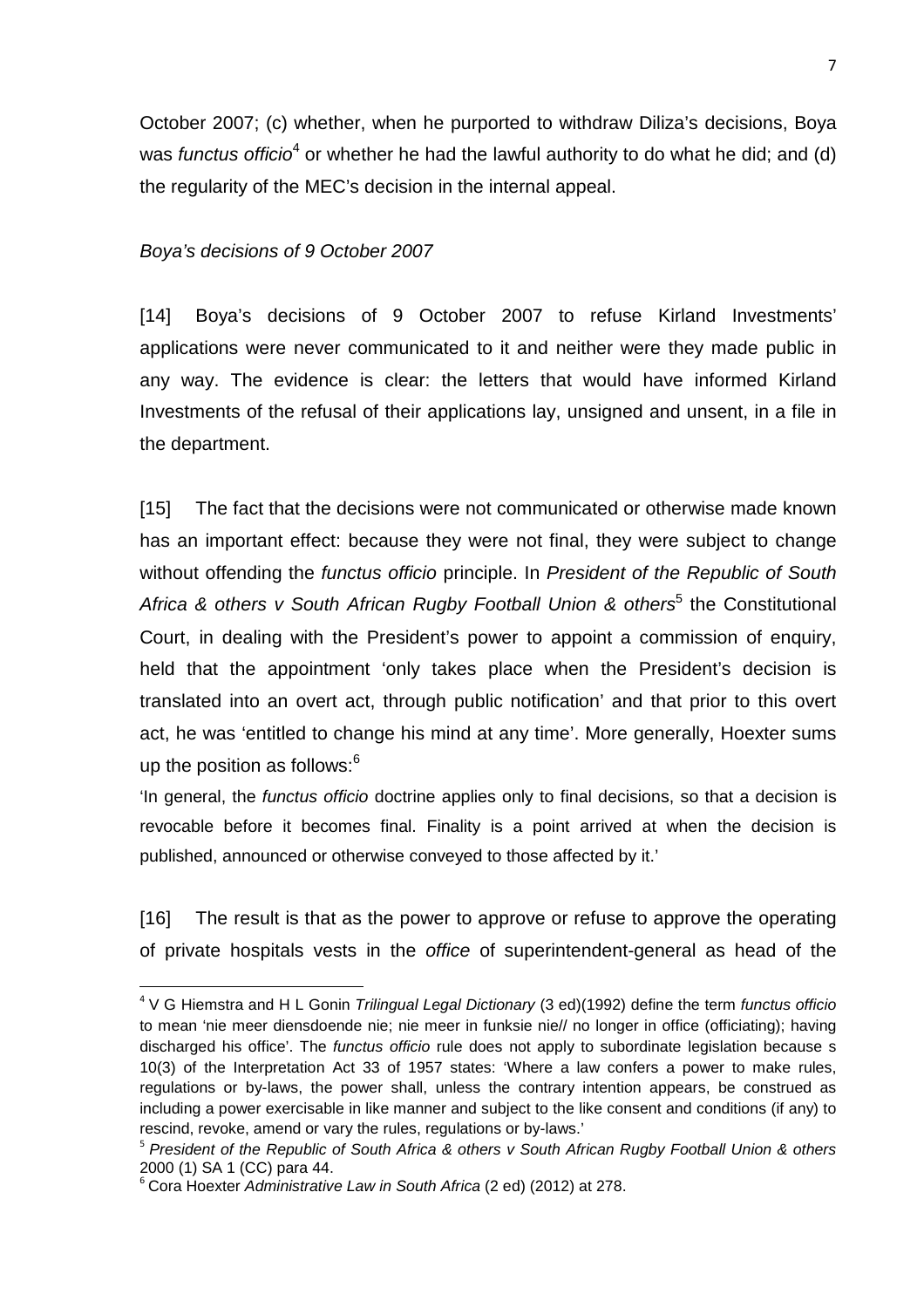October 2007; (c) whether, when he purported to withdraw Diliza's decisions, Boya was *functus officio*[4] or whether he had the lawful authority to do what he did; and (d) the regularity of the MEC's decision in the internal appeal.

*Boya's decisions of 9 October 2007*

[14] Boya's decisions of 9 October 2007 to refuse Kirland Investments' applications were never communicated to it and neither were they made public in any way. The evidence is clear: the letters that would have informed Kirland Investments of the refusal of their applications lay, unsigned and unsent, in a file in the department.

[15] The fact that the decisions were not communicated or otherwise made known has an important effect: because they were not final, they were subject to change without offending the *functus officio* principle. In *President of the Republic of South Africa & others v South African Rugby Football Union & others*[5] the Constitutional Court, in dealing with the President's power to appoint a commission of enquiry, held that the appointment 'only takes place when the President's decision is translated into an overt act, through public notification' and that prior to this overt act, he was 'entitled to change his mind at any time'. More generally, Hoexter sums up the position as follows:[6]

'In general, the *functus officio* doctrine applies only to final decisions, so that a decision is revocable before it becomes final. Finality is a point arrived at when the decision is published, announced or otherwise conveyed to those affected by it.'

[16] The result is that as the power to approve or refuse to approve the operating of private hospitals vests in the *office* of superintendent-general as head of the

---

[4] V G Hiemstra and H L Gonin *Trilingual Legal Dictionary* (3 ed)(1992) define the term *functus officio* to mean 'nie meer diensdoende nie; nie meer in funksie nie// no longer in office (officiating); having discharged his office'. The *functus officio* rule does not apply to subordinate legislation because s 10(3) of the Interpretation Act 33 of 1957 states: 'Where a law confers a power to make rules, regulations or by-laws, the power shall, unless the contrary intention appears, be construed as including a power exercisable in like manner and subject to the like consent and conditions (if any) to rescind, revoke, amend or vary the rules, regulations or by-laws.'

[5] *President of the Republic of South Africa & others v South African Rugby Football Union & others* 2000 (1) SA 1 (CC) para 44.

[6] Cora Hoexter *Administrative Law in South Africa* (2 ed) (2012) at 278.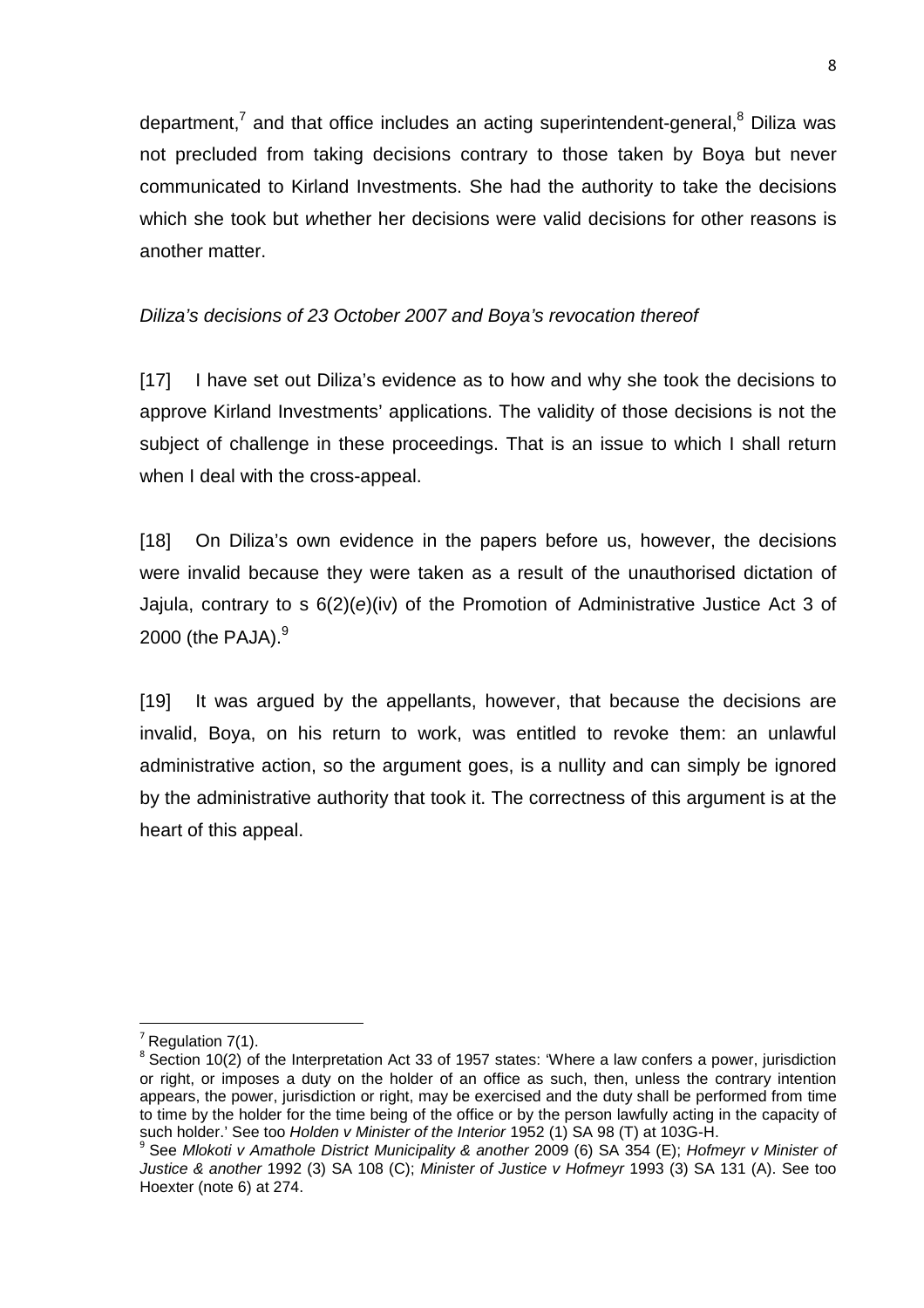department,[7] and that office includes an acting superintendent-general,[8] Diliza was not precluded from taking decisions contrary to those taken by Boya but never communicated to Kirland Investments. She had the authority to take the decisions which she took but *w*hether her decisions were valid decisions for other reasons is another matter.

*Diliza's decisions of 23 October 2007 and Boya's revocation thereof*

[17] I have set out Diliza's evidence as to how and why she took the decisions to approve Kirland Investments' applications. The validity of those decisions is not the subject of challenge in these proceedings. That is an issue to which I shall return when I deal with the cross-appeal.

[18] On Diliza's own evidence in the papers before us, however, the decisions were invalid because they were taken as a result of the unauthorised dictation of Jajula, contrary to s 6(2)(*e*)(iv) of the Promotion of Administrative Justice Act 3 of 2000 (the PAJA).[9]

[19] It was argued by the appellants, however, that because the decisions are invalid, Boya, on his return to work, was entitled to revoke them: an unlawful administrative action, so the argument goes, is a nullity and can simply be ignored by the administrative authority that took it. The correctness of this argument is at the heart of this appeal.

---

[7] Regulation 7(1).

[8] Section 10(2) of the Interpretation Act 33 of 1957 states: 'Where a law confers a power, jurisdiction or right, or imposes a duty on the holder of an office as such, then, unless the contrary intention appears, the power, jurisdiction or right, may be exercised and the duty shall be performed from time to time by the holder for the time being of the office or by the person lawfully acting in the capacity of such holder.' See too *Holden v Minister of the Interior* 1952 (1) SA 98 (T) at 103G-H.

[9] See *Mlokoti v Amathole District Municipality & another* 2009 (6) SA 354 (E); *Hofmeyr v Minister of Justice & another* 1992 (3) SA 108 (C); *Minister of Justice v Hofmeyr* 1993 (3) SA 131 (A). See too Hoexter (note 6) at 274.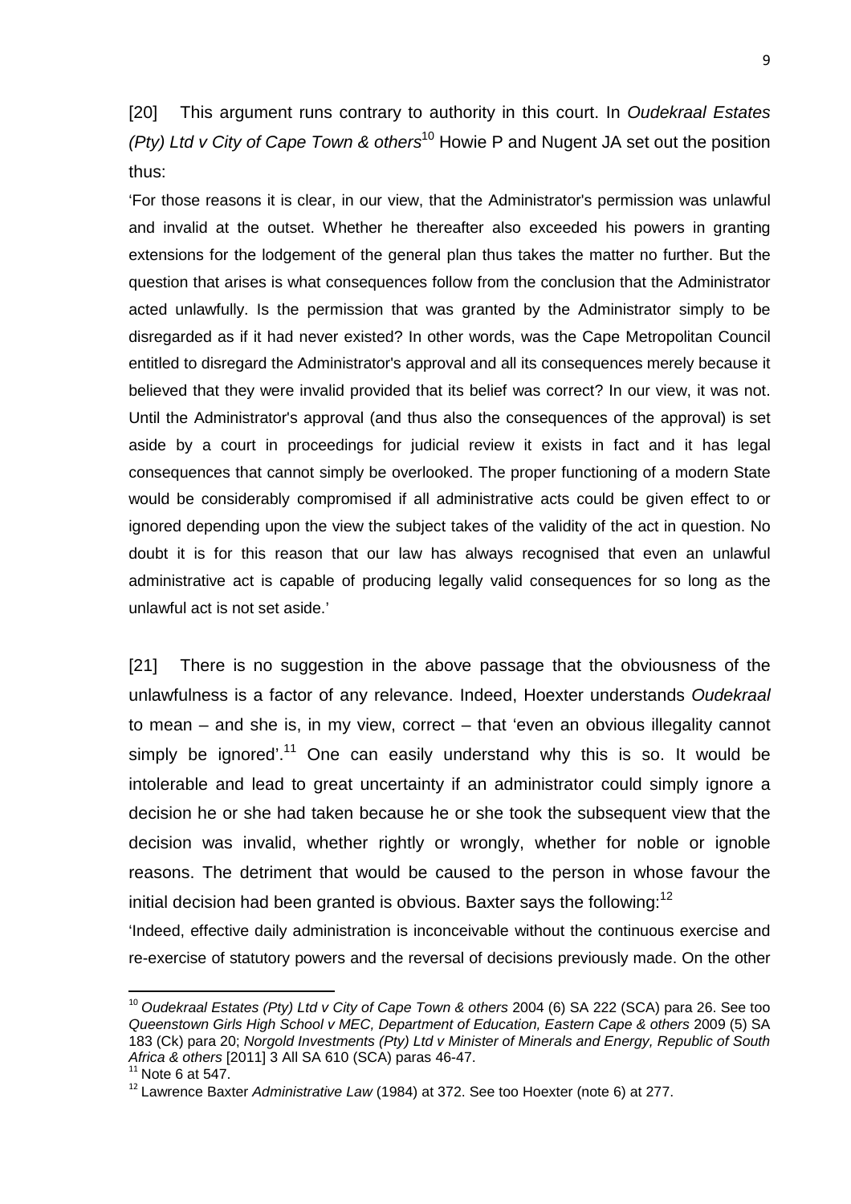[20] This argument runs contrary to authority in this court. In *Oudekraal Estates (Pty) Ltd v City of Cape Town & others*[10] Howie P and Nugent JA set out the position thus:

'For those reasons it is clear, in our view, that the Administrator's permission was unlawful and invalid at the outset. Whether he thereafter also exceeded his powers in granting extensions for the lodgement of the general plan thus takes the matter no further. But the question that arises is what consequences follow from the conclusion that the Administrator acted unlawfully. Is the permission that was granted by the Administrator simply to be disregarded as if it had never existed? In other words, was the Cape Metropolitan Council entitled to disregard the Administrator's approval and all its consequences merely because it believed that they were invalid provided that its belief was correct? In our view, it was not. Until the Administrator's approval (and thus also the consequences of the approval) is set aside by a court in proceedings for judicial review it exists in fact and it has legal consequences that cannot simply be overlooked. The proper functioning of a modern State would be considerably compromised if all administrative acts could be given effect to or ignored depending upon the view the subject takes of the validity of the act in question. No doubt it is for this reason that our law has always recognised that even an unlawful administrative act is capable of producing legally valid consequences for so long as the unlawful act is not set aside.'

[21] There is no suggestion in the above passage that the obviousness of the unlawfulness is a factor of any relevance. Indeed, Hoexter understands *Oudekraal* to mean – and she is, in my view, correct – that 'even an obvious illegality cannot simply be ignored'.[11] One can easily understand why this is so. It would be intolerable and lead to great uncertainty if an administrator could simply ignore a decision he or she had taken because he or she took the subsequent view that the decision was invalid, whether rightly or wrongly, whether for noble or ignoble reasons. The detriment that would be caused to the person in whose favour the initial decision had been granted is obvious. Baxter says the following:[12]

'Indeed, effective daily administration is inconceivable without the continuous exercise and re-exercise of statutory powers and the reversal of decisions previously made. On the other

---

[10] *Oudekraal Estates (Pty) Ltd v City of Cape Town & others* 2004 (6) SA 222 (SCA) para 26. See too *Queenstown Girls High School v MEC, Department of Education, Eastern Cape & others* 2009 (5) SA 183 (Ck) para 20; *Norgold Investments (Pty) Ltd v Minister of Minerals and Energy, Republic of South Africa & others* [2011] 3 All SA 610 (SCA) paras 46-47.

[11] Note 6 at 547.

[12] Lawrence Baxter *Administrative Law* (1984) at 372. See too Hoexter (note 6) at 277.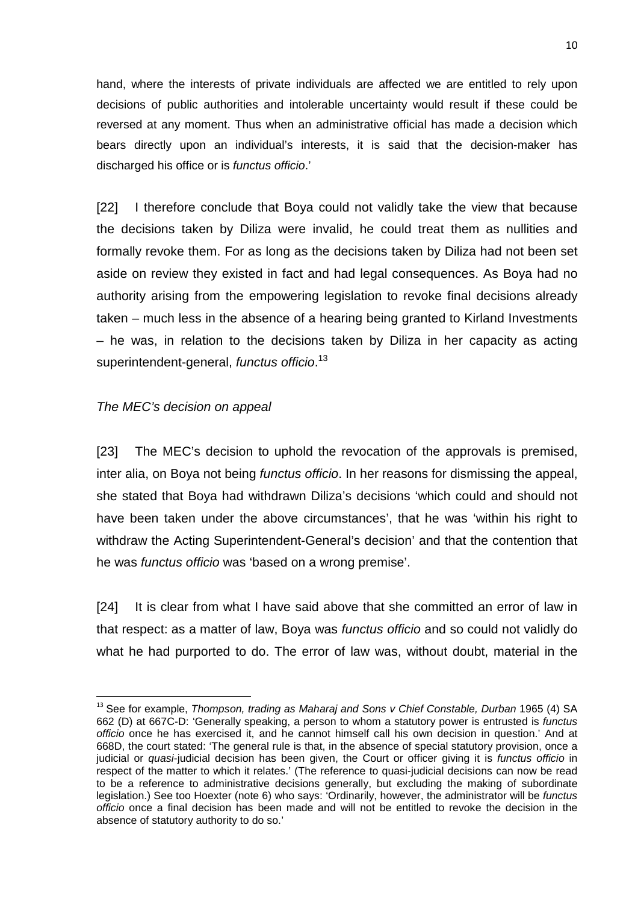hand, where the interests of private individuals are affected we are entitled to rely upon decisions of public authorities and intolerable uncertainty would result if these could be reversed at any moment. Thus when an administrative official has made a decision which bears directly upon an individual's interests, it is said that the decision-maker has discharged his office or is *functus officio*.'

[22] I therefore conclude that Boya could not validly take the view that because the decisions taken by Diliza were invalid, he could treat them as nullities and formally revoke them. For as long as the decisions taken by Diliza had not been set aside on review they existed in fact and had legal consequences. As Boya had no authority arising from the empowering legislation to revoke final decisions already taken – much less in the absence of a hearing being granted to Kirland Investments – he was, in relation to the decisions taken by Diliza in her capacity as acting superintendent-general, *functus officio*.[13]

*The MEC's decision on appeal*

[23] The MEC's decision to uphold the revocation of the approvals is premised, inter alia, on Boya not being *functus officio*. In her reasons for dismissing the appeal, she stated that Boya had withdrawn Diliza's decisions 'which could and should not have been taken under the above circumstances', that he was 'within his right to withdraw the Acting Superintendent-General's decision' and that the contention that he was *functus officio* was 'based on a wrong premise'.

[24] It is clear from what I have said above that she committed an error of law in that respect: as a matter of law, Boya was *functus officio* and so could not validly do what he had purported to do. The error of law was, without doubt, material in the

---

[13] See for example, *Thompson, trading as Maharaj and Sons v Chief Constable, Durban* 1965 (4) SA 662 (D) at 667C-D: 'Generally speaking, a person to whom a statutory power is entrusted is *functus officio* once he has exercised it, and he cannot himself call his own decision in question.' And at 668D, the court stated: 'The general rule is that, in the absence of special statutory provision, once a judicial or *quasi*-judicial decision has been given, the Court or officer giving it is *functus officio* in respect of the matter to which it relates.' (The reference to quasi-judicial decisions can now be read to be a reference to administrative decisions generally, but excluding the making of subordinate legislation.) See too Hoexter (note 6) who says: 'Ordinarily, however, the administrator will be *functus officio* once a final decision has been made and will not be entitled to revoke the decision in the absence of statutory authority to do so.'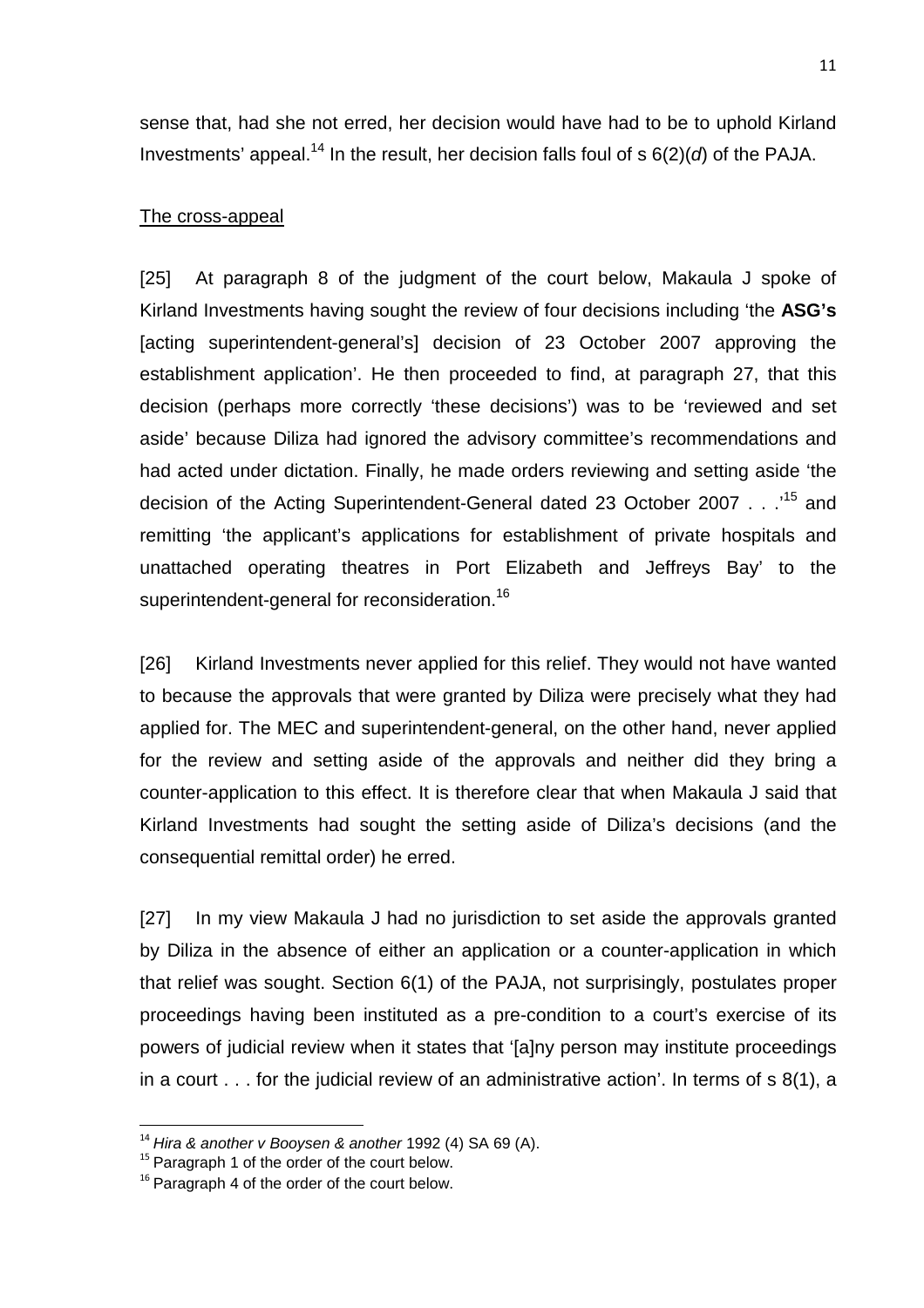sense that, had she not erred, her decision would have had to be to uphold Kirland Investments' appeal.[14] In the result, her decision falls foul of s 6(2)(*d*) of the PAJA.

<u>The cross-appeal</u>

[25] At paragraph 8 of the judgment of the court below, Makaula J spoke of Kirland Investments having sought the review of four decisions including 'the **ASG's** [acting superintendent-general's] decision of 23 October 2007 approving the establishment application'. He then proceeded to find, at paragraph 27, that this decision (perhaps more correctly 'these decisions') was to be 'reviewed and set aside' because Diliza had ignored the advisory committee's recommendations and had acted under dictation. Finally, he made orders reviewing and setting aside 'the decision of the Acting Superintendent-General dated 23 October 2007 . . .'[15] and remitting 'the applicant's applications for establishment of private hospitals and unattached operating theatres in Port Elizabeth and Jeffreys Bay' to the superintendent-general for reconsideration.[16]

[26] Kirland Investments never applied for this relief. They would not have wanted to because the approvals that were granted by Diliza were precisely what they had applied for. The MEC and superintendent-general, on the other hand, never applied for the review and setting aside of the approvals and neither did they bring a counter-application to this effect. It is therefore clear that when Makaula J said that Kirland Investments had sought the setting aside of Diliza's decisions (and the consequential remittal order) he erred.

[27] In my view Makaula J had no jurisdiction to set aside the approvals granted by Diliza in the absence of either an application or a counter-application in which that relief was sought. Section 6(1) of the PAJA, not surprisingly, postulates proper proceedings having been instituted as a pre-condition to a court's exercise of its powers of judicial review when it states that '[a]ny person may institute proceedings in a court . . . for the judicial review of an administrative action'. In terms of s 8(1), a

---

[14] *Hira & another v Booysen & another* 1992 (4) SA 69 (A).

[15] Paragraph 1 of the order of the court below.

[16] Paragraph 4 of the order of the court below.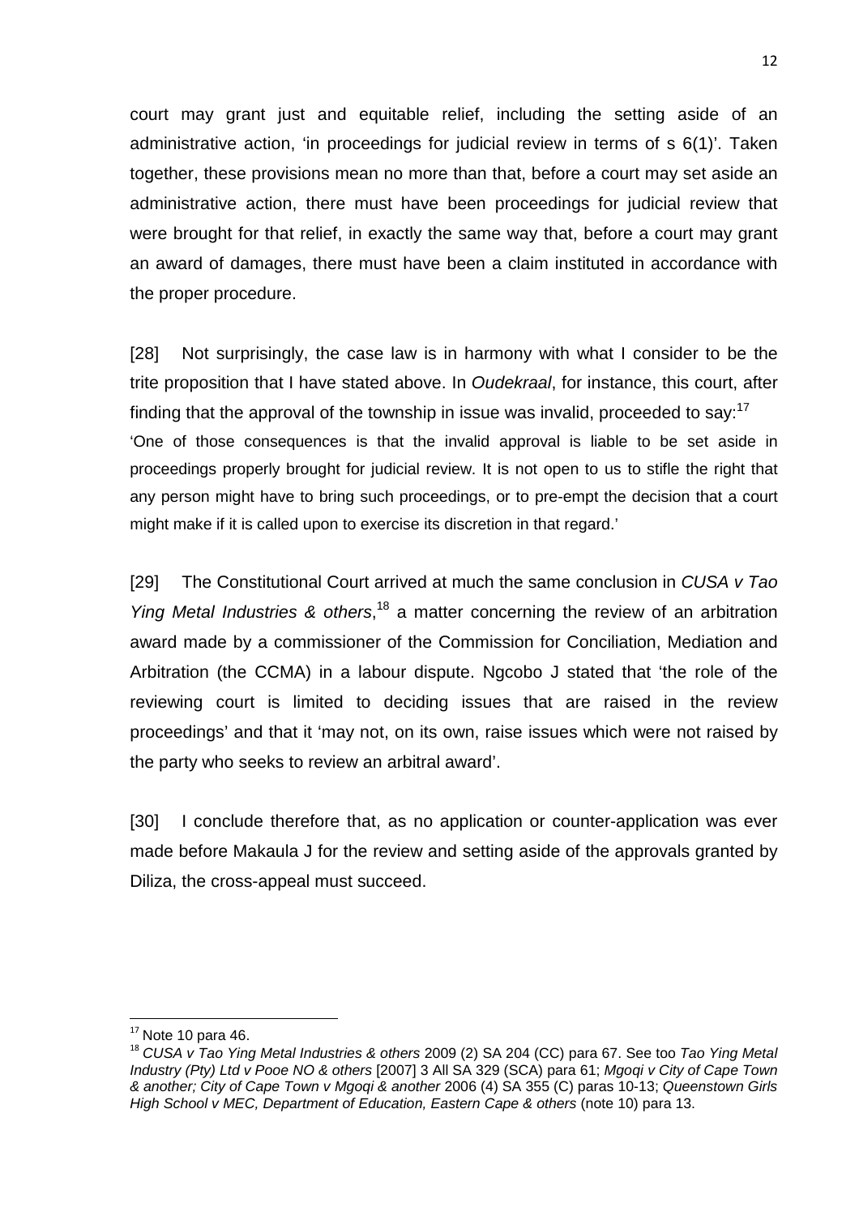court may grant just and equitable relief, including the setting aside of an administrative action, 'in proceedings for judicial review in terms of s 6(1)'. Taken together, these provisions mean no more than that, before a court may set aside an administrative action, there must have been proceedings for judicial review that were brought for that relief, in exactly the same way that, before a court may grant an award of damages, there must have been a claim instituted in accordance with the proper procedure.

[28] Not surprisingly, the case law is in harmony with what I consider to be the trite proposition that I have stated above. In *Oudekraal*, for instance, this court, after finding that the approval of the township in issue was invalid, proceeded to say:[17]

> 'One of those consequences is that the invalid approval is liable to be set aside in proceedings properly brought for judicial review. It is not open to us to stifle the right that any person might have to bring such proceedings, or to pre-empt the decision that a court might make if it is called upon to exercise its discretion in that regard.'

[29] The Constitutional Court arrived at much the same conclusion in *CUSA v Tao Ying Metal Industries & others*,[18] a matter concerning the review of an arbitration award made by a commissioner of the Commission for Conciliation, Mediation and Arbitration (the CCMA) in a labour dispute. Ngcobo J stated that 'the role of the reviewing court is limited to deciding issues that are raised in the review proceedings' and that it 'may not, on its own, raise issues which were not raised by the party who seeks to review an arbitral award'.

[30] I conclude therefore that, as no application or counter-application was ever made before Makaula J for the review and setting aside of the approvals granted by Diliza, the cross-appeal must succeed.

---

[17] Note 10 para 46.

[18] *CUSA v Tao Ying Metal Industries & others* 2009 (2) SA 204 (CC) para 67. See too *Tao Ying Metal Industry (Pty) Ltd v Pooe NO & others* [2007] 3 All SA 329 (SCA) para 61; *Mgoqi v City of Cape Town & another; City of Cape Town v Mgoqi & another* 2006 (4) SA 355 (C) paras 10-13; *Queenstown Girls High School v MEC, Department of Education, Eastern Cape & others* (note 10) para 13.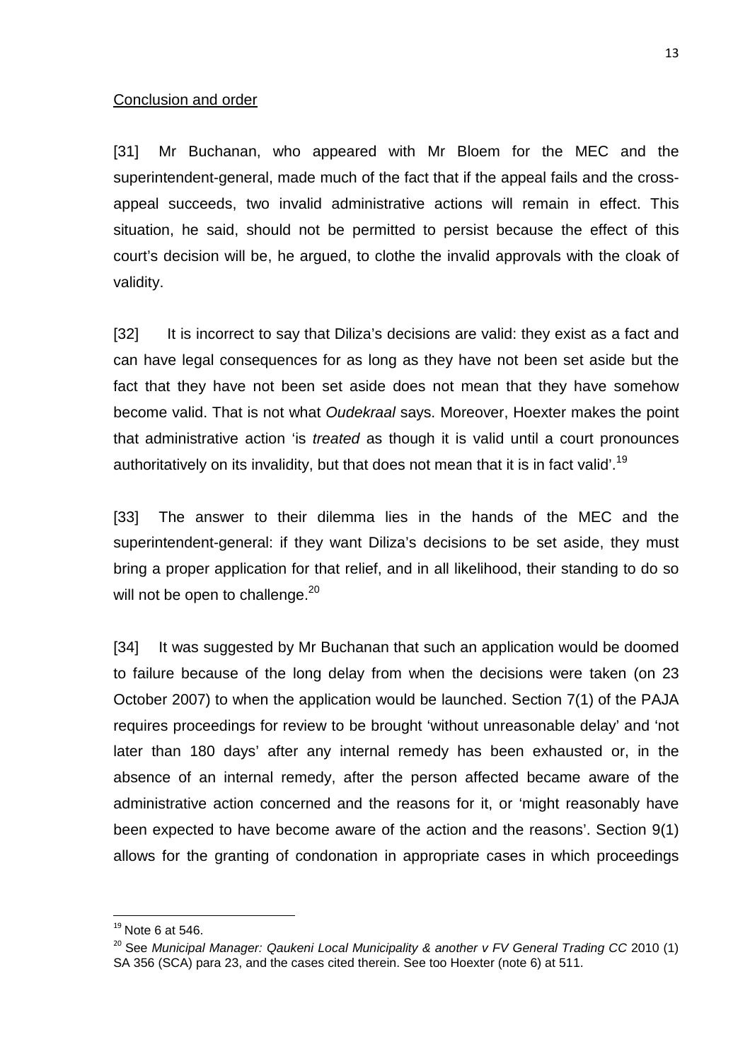Conclusion and order

[31] Mr Buchanan, who appeared with Mr Bloem for the MEC and the superintendent-general, made much of the fact that if the appeal fails and the cross-appeal succeeds, two invalid administrative actions will remain in effect. This situation, he said, should not be permitted to persist because the effect of this court's decision will be, he argued, to clothe the invalid approvals with the cloak of validity.

[32] It is incorrect to say that Diliza's decisions are valid: they exist as a fact and can have legal consequences for as long as they have not been set aside but the fact that they have not been set aside does not mean that they have somehow become valid. That is not what *Oudekraal* says. Moreover, Hoexter makes the point that administrative action 'is *treated* as though it is valid until a court pronounces authoritatively on its invalidity, but that does not mean that it is in fact valid'.[19]

[33] The answer to their dilemma lies in the hands of the MEC and the superintendent-general: if they want Diliza's decisions to be set aside, they must bring a proper application for that relief, and in all likelihood, their standing to do so will not be open to challenge.[20]

[34] It was suggested by Mr Buchanan that such an application would be doomed to failure because of the long delay from when the decisions were taken (on 23 October 2007) to when the application would be launched. Section 7(1) of the PAJA requires proceedings for review to be brought 'without unreasonable delay' and 'not later than 180 days' after any internal remedy has been exhausted or, in the absence of an internal remedy, after the person affected became aware of the administrative action concerned and the reasons for it, or 'might reasonably have been expected to have become aware of the action and the reasons'. Section 9(1) allows for the granting of condonation in appropriate cases in which proceedings

---

[19] Note 6 at 546.

[20] See *Municipal Manager: Qaukeni Local Municipality & another v FV General Trading CC* 2010 (1) SA 356 (SCA) para 23, and the cases cited therein. See too Hoexter (note 6) at 511.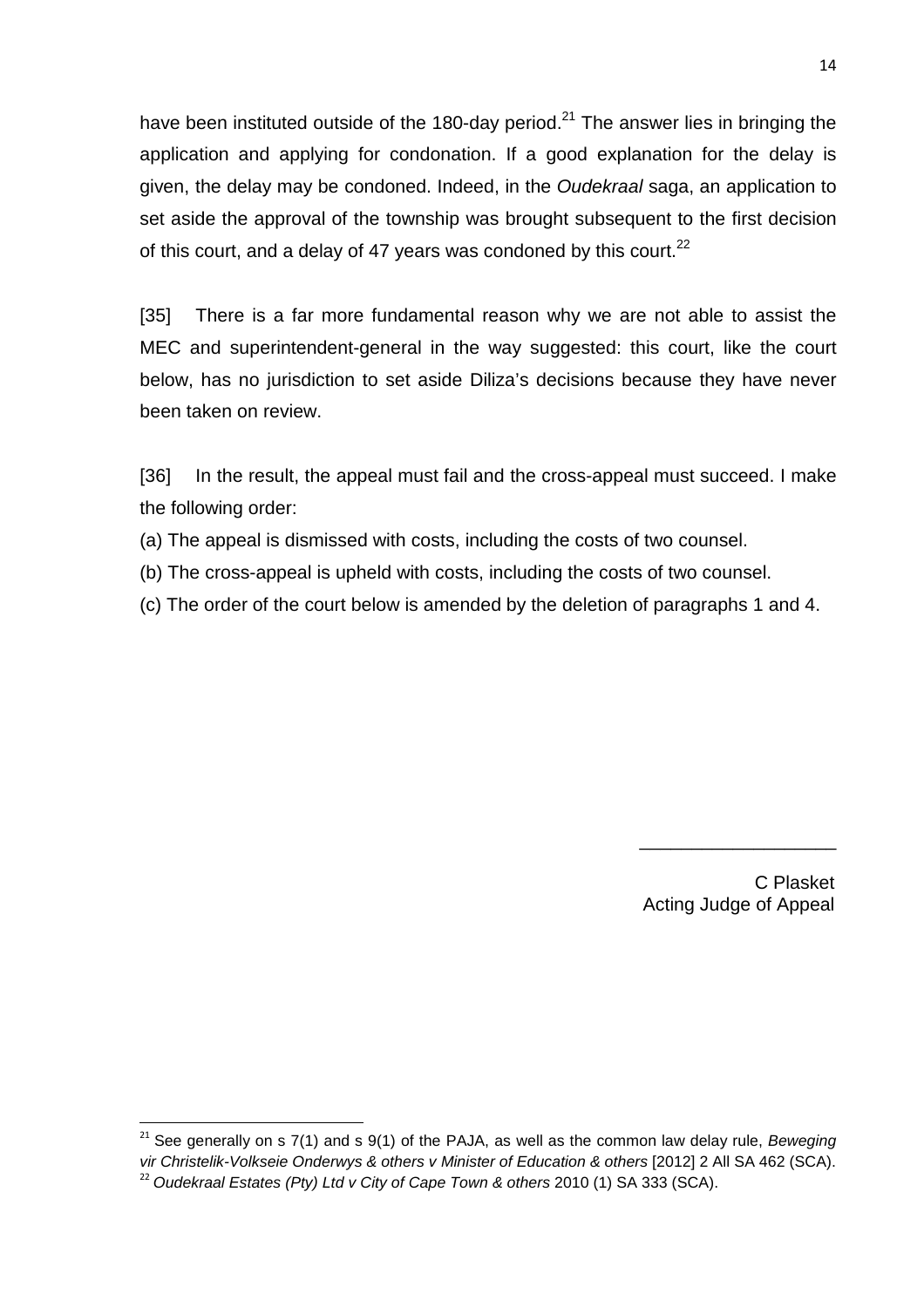have been instituted outside of the 180-day period.[21] The answer lies in bringing the application and applying for condonation. If a good explanation for the delay is given, the delay may be condoned. Indeed, in the *Oudekraal* saga, an application to set aside the approval of the township was brought subsequent to the first decision of this court, and a delay of 47 years was condoned by this court.[22]

[35] There is a far more fundamental reason why we are not able to assist the MEC and superintendent-general in the way suggested: this court, like the court below, has no jurisdiction to set aside Diliza's decisions because they have never been taken on review.

[36] In the result, the appeal must fail and the cross-appeal must succeed. I make the following order:

(a) The appeal is dismissed with costs, including the costs of two counsel.

(b) The cross-appeal is upheld with costs, including the costs of two counsel.

(c) The order of the court below is amended by the deletion of paragraphs 1 and 4.

___________________

C Plasket
Acting Judge of Appeal

---

[21] See generally on s 7(1) and s 9(1) of the PAJA, as well as the common law delay rule, *Beweging vir Christelik-Volkseie Onderwys & others v Minister of Education & others* [2012] 2 All SA 462 (SCA).

[22] *Oudekraal Estates (Pty) Ltd v City of Cape Town & others* 2010 (1) SA 333 (SCA).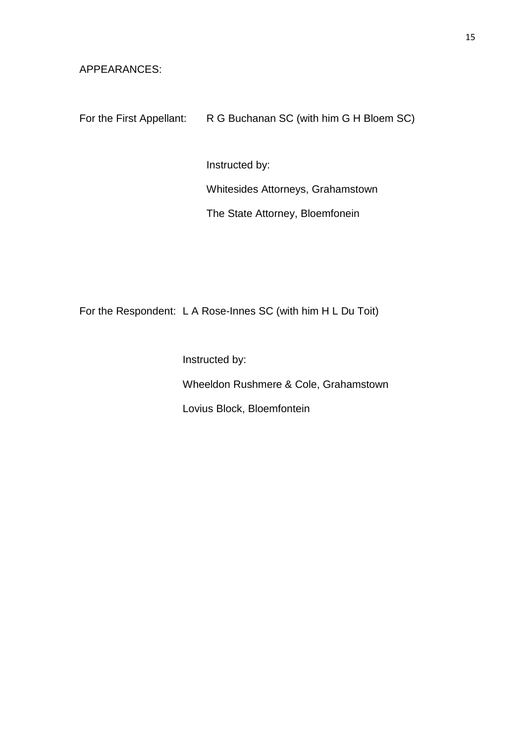APPEARANCES:

For the First Appellant: R G Buchanan SC (with him G H Bloem SC)

Instructed by:

Whitesides Attorneys, Grahamstown

The State Attorney, Bloemfonein

For the Respondent: L A Rose-Innes SC (with him H L Du Toit)

Instructed by:

Wheeldon Rushmere & Cole, Grahamstown

Lovius Block, Bloemfontein